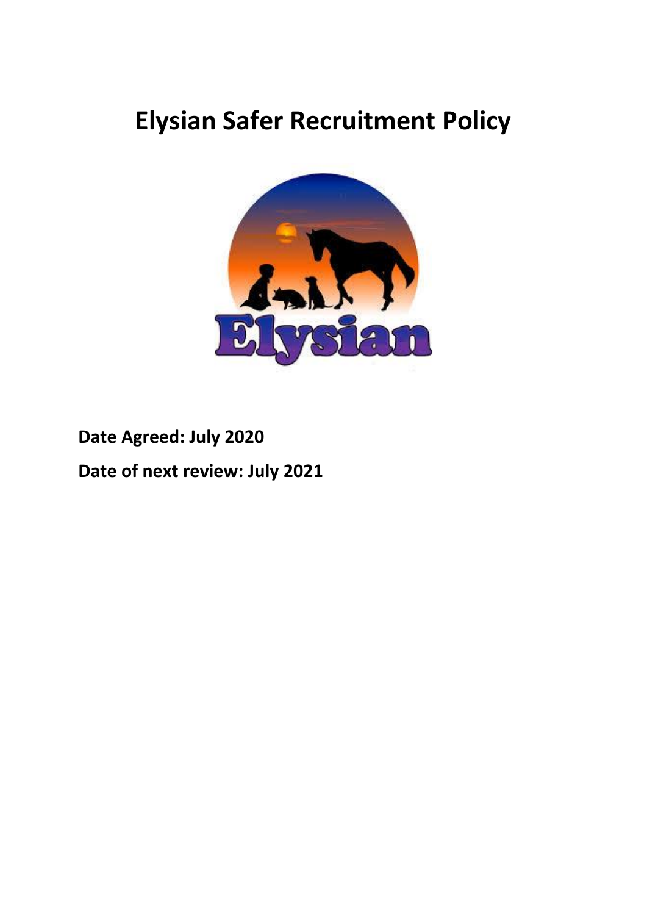# Elysian Safer Recruitment Policy

**Date Agreed: July 2020**

**Date of next review: July 2021**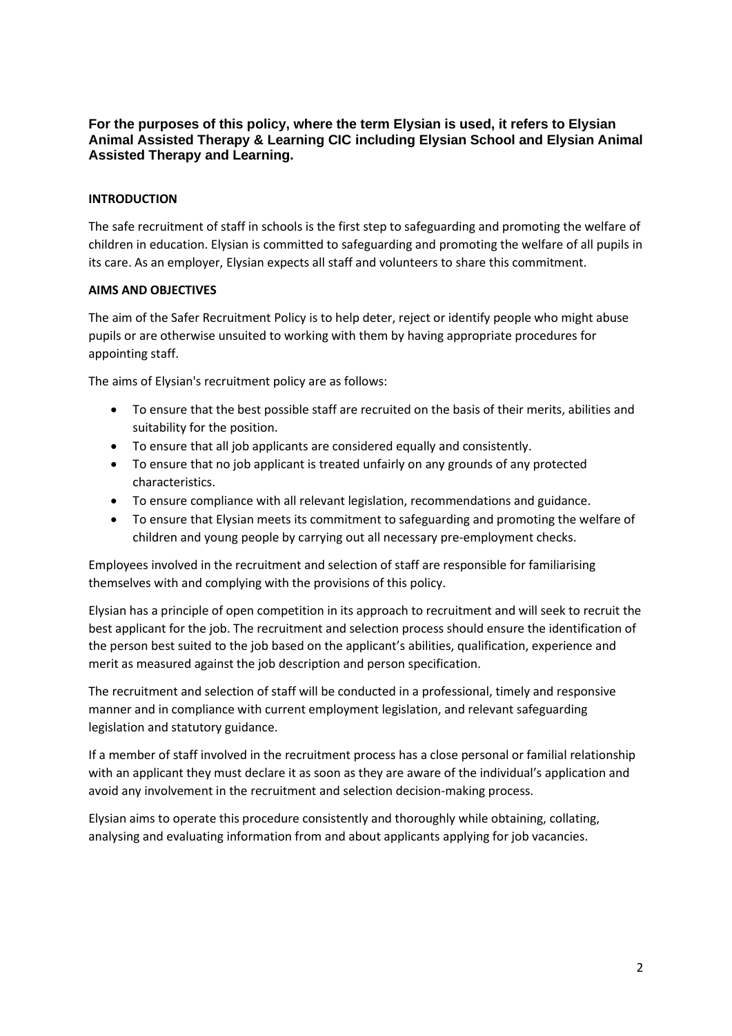**For the purposes of this policy, where the term Elysian is used, it refers to Elysian Animal Assisted Therapy & Learning CIC including Elysian School and Elysian Animal Assisted Therapy and Learning.**

## INTRODUCTION

The safe recruitment of staff in schools is the first step to safeguarding and promoting the welfare of children in education. Elysian is committed to safeguarding and promoting the welfare of all pupils in its care. As an employer, Elysian expects all staff and volunteers to share this commitment.

## AIMS AND OBJECTIVES

The aim of the Safer Recruitment Policy is to help deter, reject or identify people who might abuse pupils or are otherwise unsuited to working with them by having appropriate procedures for appointing staff.

The aims of Elysian's recruitment policy are as follows:

- To ensure that the best possible staff are recruited on the basis of their merits, abilities and suitability for the position.
- To ensure that all job applicants are considered equally and consistently.
- To ensure that no job applicant is treated unfairly on any grounds of any protected characteristics.
- To ensure compliance with all relevant legislation, recommendations and guidance.
- To ensure that Elysian meets its commitment to safeguarding and promoting the welfare of children and young people by carrying out all necessary pre-employment checks.

Employees involved in the recruitment and selection of staff are responsible for familiarising themselves with and complying with the provisions of this policy.

Elysian has a principle of open competition in its approach to recruitment and will seek to recruit the best applicant for the job. The recruitment and selection process should ensure the identification of the person best suited to the job based on the applicant's abilities, qualification, experience and merit as measured against the job description and person specification.

The recruitment and selection of staff will be conducted in a professional, timely and responsive manner and in compliance with current employment legislation, and relevant safeguarding legislation and statutory guidance.

If a member of staff involved in the recruitment process has a close personal or familial relationship with an applicant they must declare it as soon as they are aware of the individual's application and avoid any involvement in the recruitment and selection decision-making process.

Elysian aims to operate this procedure consistently and thoroughly while obtaining, collating, analysing and evaluating information from and about applicants applying for job vacancies.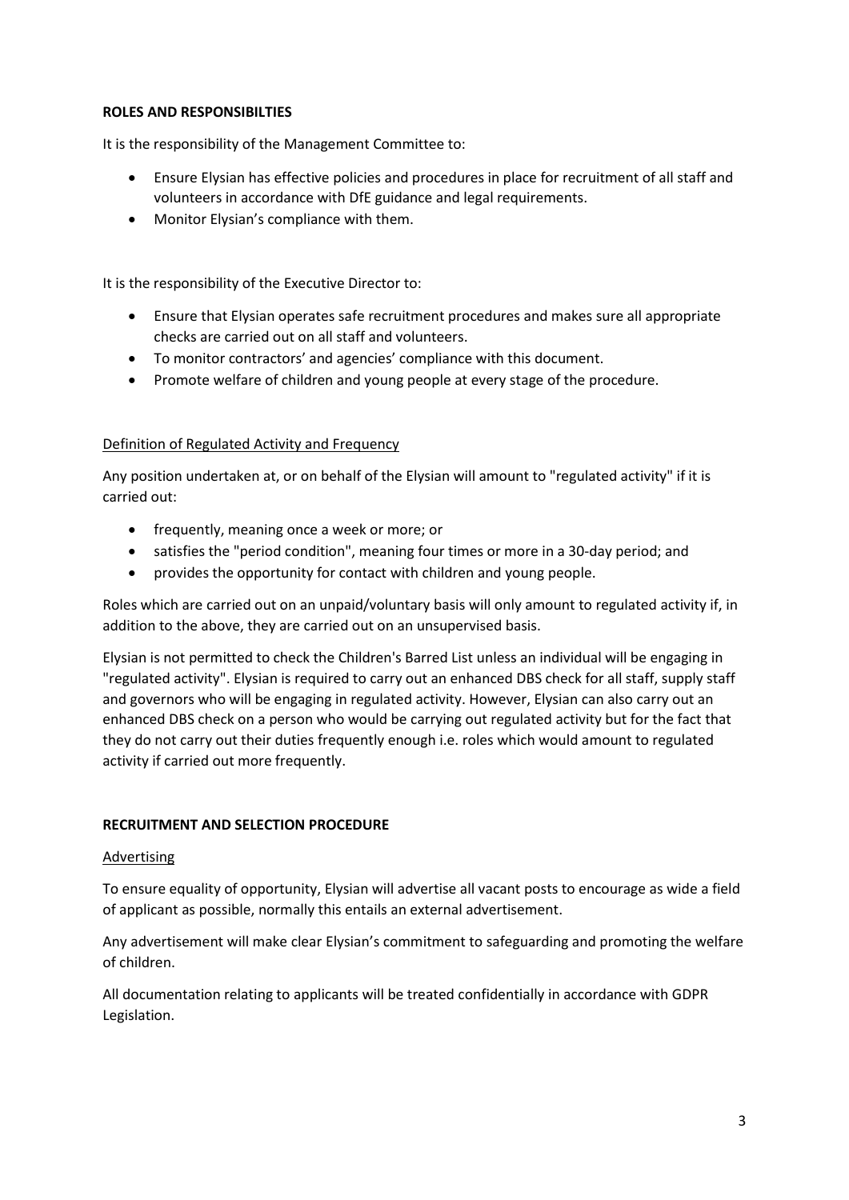**ROLES AND RESPONSIBILTIES**

It is the responsibility of the Management Committee to:

- Ensure Elysian has effective policies and procedures in place for recruitment of all staff and volunteers in accordance with DfE guidance and legal requirements.
- Monitor Elysian's compliance with them.

It is the responsibility of the Executive Director to:

- Ensure that Elysian operates safe recruitment procedures and makes sure all appropriate checks are carried out on all staff and volunteers.
- To monitor contractors' and agencies' compliance with this document.
- Promote welfare of children and young people at every stage of the procedure.

Definition of Regulated Activity and Frequency

Any position undertaken at, or on behalf of the Elysian will amount to "regulated activity" if it is carried out:

- frequently, meaning once a week or more; or
- satisfies the "period condition", meaning four times or more in a 30-day period; and
- provides the opportunity for contact with children and young people.

Roles which are carried out on an unpaid/voluntary basis will only amount to regulated activity if, in addition to the above, they are carried out on an unsupervised basis.

Elysian is not permitted to check the Children's Barred List unless an individual will be engaging in "regulated activity". Elysian is required to carry out an enhanced DBS check for all staff, supply staff and governors who will be engaging in regulated activity. However, Elysian can also carry out an enhanced DBS check on a person who would be carrying out regulated activity but for the fact that they do not carry out their duties frequently enough i.e. roles which would amount to regulated activity if carried out more frequently.

**RECRUITMENT AND SELECTION PROCEDURE**

Advertising

To ensure equality of opportunity, Elysian will advertise all vacant posts to encourage as wide a field of applicant as possible, normally this entails an external advertisement.

Any advertisement will make clear Elysian's commitment to safeguarding and promoting the welfare of children.

All documentation relating to applicants will be treated confidentially in accordance with GDPR Legislation.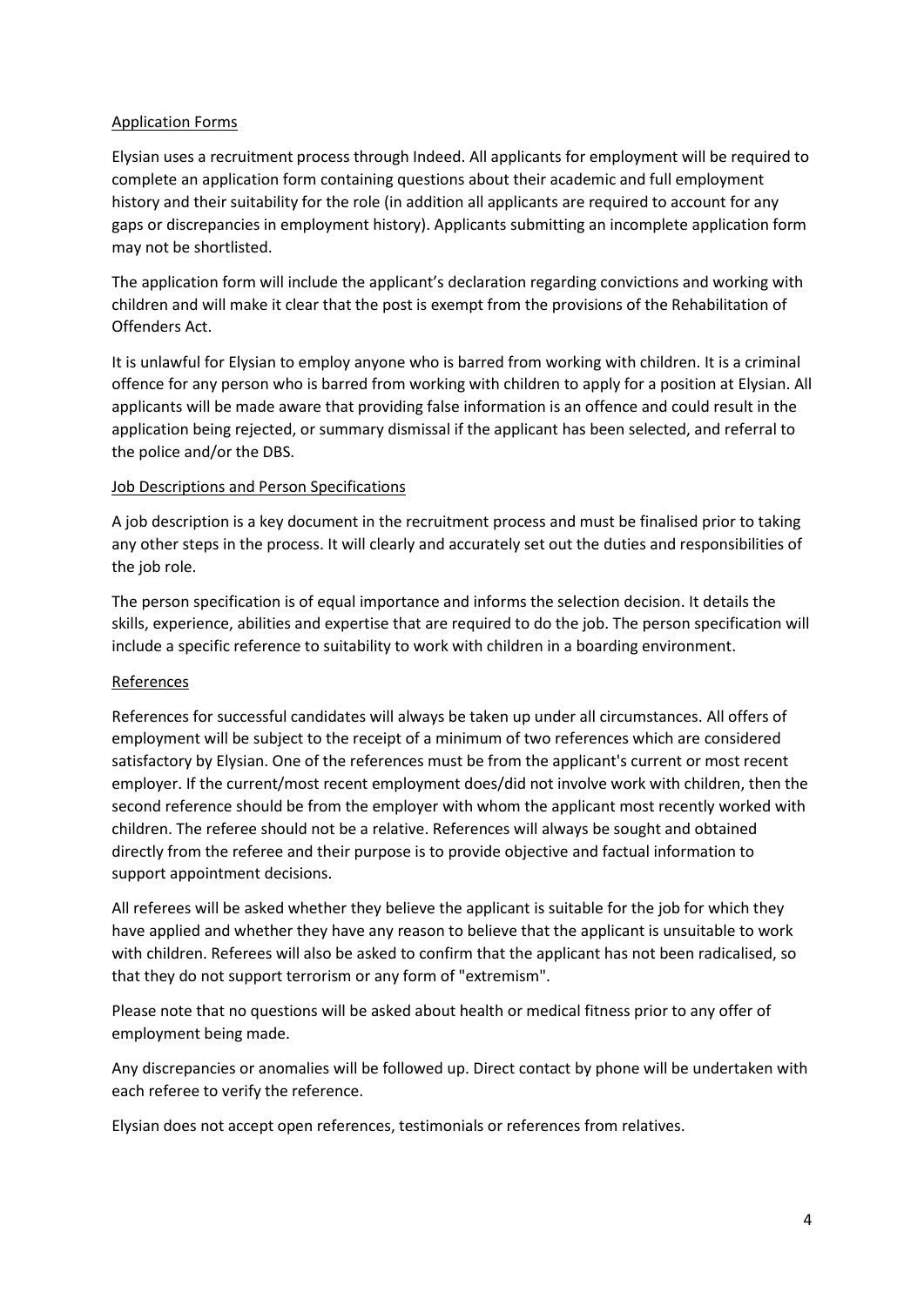## Application Forms

Elysian uses a recruitment process through Indeed. All applicants for employment will be required to complete an application form containing questions about their academic and full employment history and their suitability for the role (in addition all applicants are required to account for any gaps or discrepancies in employment history). Applicants submitting an incomplete application form may not be shortlisted.

The application form will include the applicant's declaration regarding convictions and working with children and will make it clear that the post is exempt from the provisions of the Rehabilitation of Offenders Act.

It is unlawful for Elysian to employ anyone who is barred from working with children. It is a criminal offence for any person who is barred from working with children to apply for a position at Elysian. All applicants will be made aware that providing false information is an offence and could result in the application being rejected, or summary dismissal if the applicant has been selected, and referral to the police and/or the DBS.

## Job Descriptions and Person Specifications

A job description is a key document in the recruitment process and must be finalised prior to taking any other steps in the process. It will clearly and accurately set out the duties and responsibilities of the job role.

The person specification is of equal importance and informs the selection decision. It details the skills, experience, abilities and expertise that are required to do the job. The person specification will include a specific reference to suitability to work with children in a boarding environment.

## References

References for successful candidates will always be taken up under all circumstances. All offers of employment will be subject to the receipt of a minimum of two references which are considered satisfactory by Elysian. One of the references must be from the applicant's current or most recent employer. If the current/most recent employment does/did not involve work with children, then the second reference should be from the employer with whom the applicant most recently worked with children. The referee should not be a relative. References will always be sought and obtained directly from the referee and their purpose is to provide objective and factual information to support appointment decisions.

All referees will be asked whether they believe the applicant is suitable for the job for which they have applied and whether they have any reason to believe that the applicant is unsuitable to work with children. Referees will also be asked to confirm that the applicant has not been radicalised, so that they do not support terrorism or any form of "extremism".

Please note that no questions will be asked about health or medical fitness prior to any offer of employment being made.

Any discrepancies or anomalies will be followed up. Direct contact by phone will be undertaken with each referee to verify the reference.

Elysian does not accept open references, testimonials or references from relatives.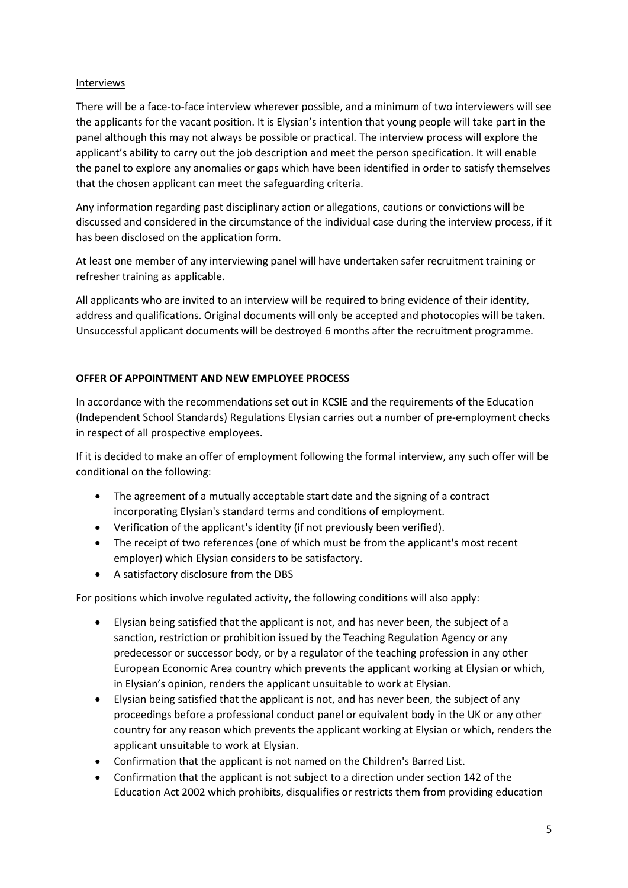Interviews

There will be a face-to-face interview wherever possible, and a minimum of two interviewers will see the applicants for the vacant position. It is Elysian's intention that young people will take part in the panel although this may not always be possible or practical. The interview process will explore the applicant's ability to carry out the job description and meet the person specification. It will enable the panel to explore any anomalies or gaps which have been identified in order to satisfy themselves that the chosen applicant can meet the safeguarding criteria.

Any information regarding past disciplinary action or allegations, cautions or convictions will be discussed and considered in the circumstance of the individual case during the interview process, if it has been disclosed on the application form.

At least one member of any interviewing panel will have undertaken safer recruitment training or refresher training as applicable.

All applicants who are invited to an interview will be required to bring evidence of their identity, address and qualifications. Original documents will only be accepted and photocopies will be taken. Unsuccessful applicant documents will be destroyed 6 months after the recruitment programme.

**OFFER OF APPOINTMENT AND NEW EMPLOYEE PROCESS**

In accordance with the recommendations set out in KCSIE and the requirements of the Education (Independent School Standards) Regulations Elysian carries out a number of pre-employment checks in respect of all prospective employees.

If it is decided to make an offer of employment following the formal interview, any such offer will be conditional on the following:

- The agreement of a mutually acceptable start date and the signing of a contract incorporating Elysian's standard terms and conditions of employment.
- Verification of the applicant's identity (if not previously been verified).
- The receipt of two references (one of which must be from the applicant's most recent employer) which Elysian considers to be satisfactory.
- A satisfactory disclosure from the DBS

For positions which involve regulated activity, the following conditions will also apply:

- Elysian being satisfied that the applicant is not, and has never been, the subject of a sanction, restriction or prohibition issued by the Teaching Regulation Agency or any predecessor or successor body, or by a regulator of the teaching profession in any other European Economic Area country which prevents the applicant working at Elysian or which, in Elysian's opinion, renders the applicant unsuitable to work at Elysian.
- Elysian being satisfied that the applicant is not, and has never been, the subject of any proceedings before a professional conduct panel or equivalent body in the UK or any other country for any reason which prevents the applicant working at Elysian or which, renders the applicant unsuitable to work at Elysian.
- Confirmation that the applicant is not named on the Children's Barred List.
- Confirmation that the applicant is not subject to a direction under section 142 of the Education Act 2002 which prohibits, disqualifies or restricts them from providing education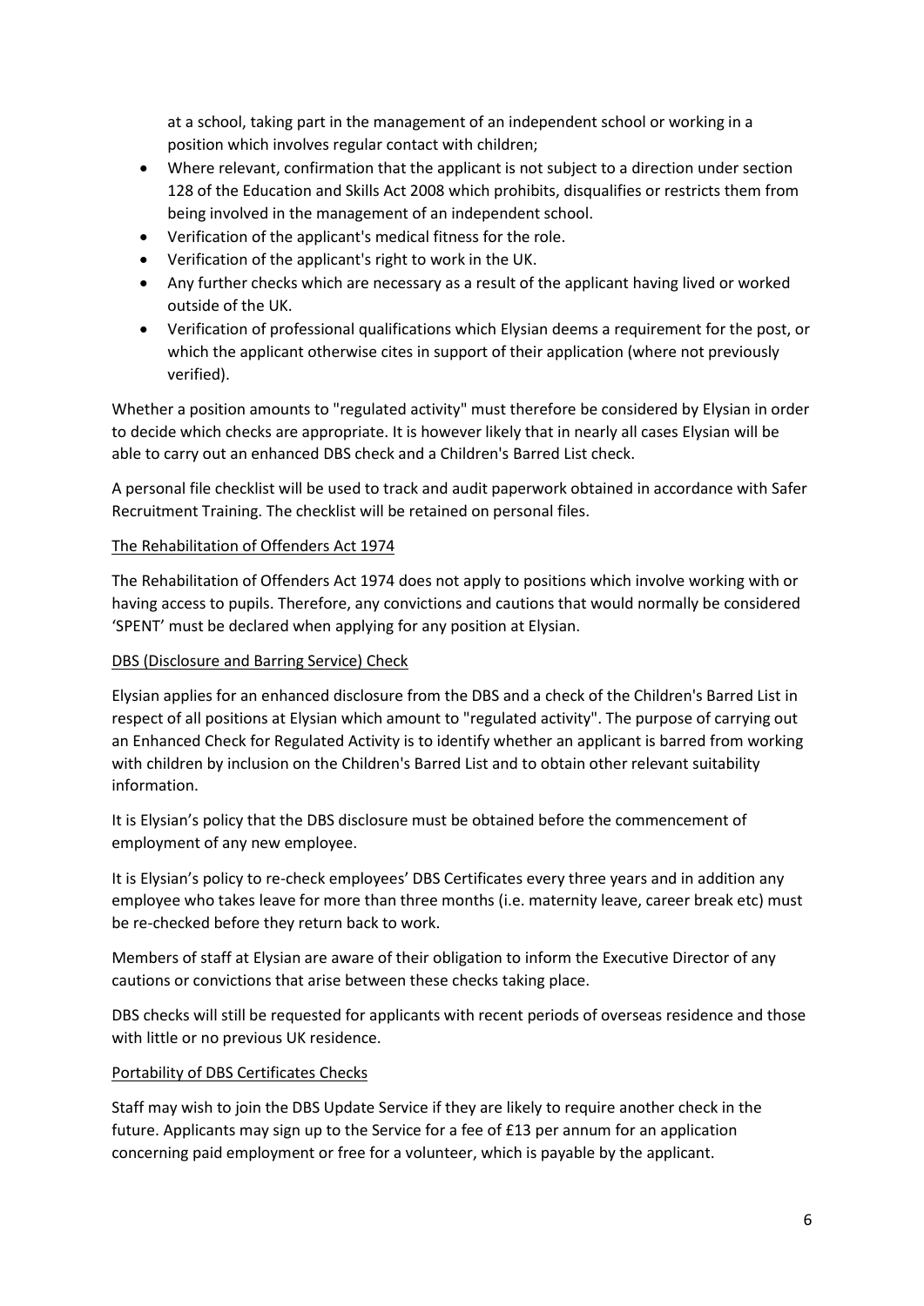at a school, taking part in the management of an independent school or working in a position which involves regular contact with children;

- Where relevant, confirmation that the applicant is not subject to a direction under section 128 of the Education and Skills Act 2008 which prohibits, disqualifies or restricts them from being involved in the management of an independent school.
- Verification of the applicant's medical fitness for the role.
- Verification of the applicant's right to work in the UK.
- Any further checks which are necessary as a result of the applicant having lived or worked outside of the UK.
- Verification of professional qualifications which Elysian deems a requirement for the post, or which the applicant otherwise cites in support of their application (where not previously verified).

Whether a position amounts to "regulated activity" must therefore be considered by Elysian in order to decide which checks are appropriate. It is however likely that in nearly all cases Elysian will be able to carry out an enhanced DBS check and a Children's Barred List check.

A personal file checklist will be used to track and audit paperwork obtained in accordance with Safer Recruitment Training. The checklist will be retained on personal files.

<u>The Rehabilitation of Offenders Act 1974</u>

The Rehabilitation of Offenders Act 1974 does not apply to positions which involve working with or having access to pupils. Therefore, any convictions and cautions that would normally be considered 'SPENT' must be declared when applying for any position at Elysian.

<u>DBS (Disclosure and Barring Service) Check</u>

Elysian applies for an enhanced disclosure from the DBS and a check of the Children's Barred List in respect of all positions at Elysian which amount to "regulated activity". The purpose of carrying out an Enhanced Check for Regulated Activity is to identify whether an applicant is barred from working with children by inclusion on the Children's Barred List and to obtain other relevant suitability information.

It is Elysian's policy that the DBS disclosure must be obtained before the commencement of employment of any new employee.

It is Elysian's policy to re-check employees' DBS Certificates every three years and in addition any employee who takes leave for more than three months (i.e. maternity leave, career break etc) must be re-checked before they return back to work.

Members of staff at Elysian are aware of their obligation to inform the Executive Director of any cautions or convictions that arise between these checks taking place.

DBS checks will still be requested for applicants with recent periods of overseas residence and those with little or no previous UK residence.

<u>Portability of DBS Certificates Checks</u>

Staff may wish to join the DBS Update Service if they are likely to require another check in the future. Applicants may sign up to the Service for a fee of £13 per annum for an application concerning paid employment or free for a volunteer, which is payable by the applicant.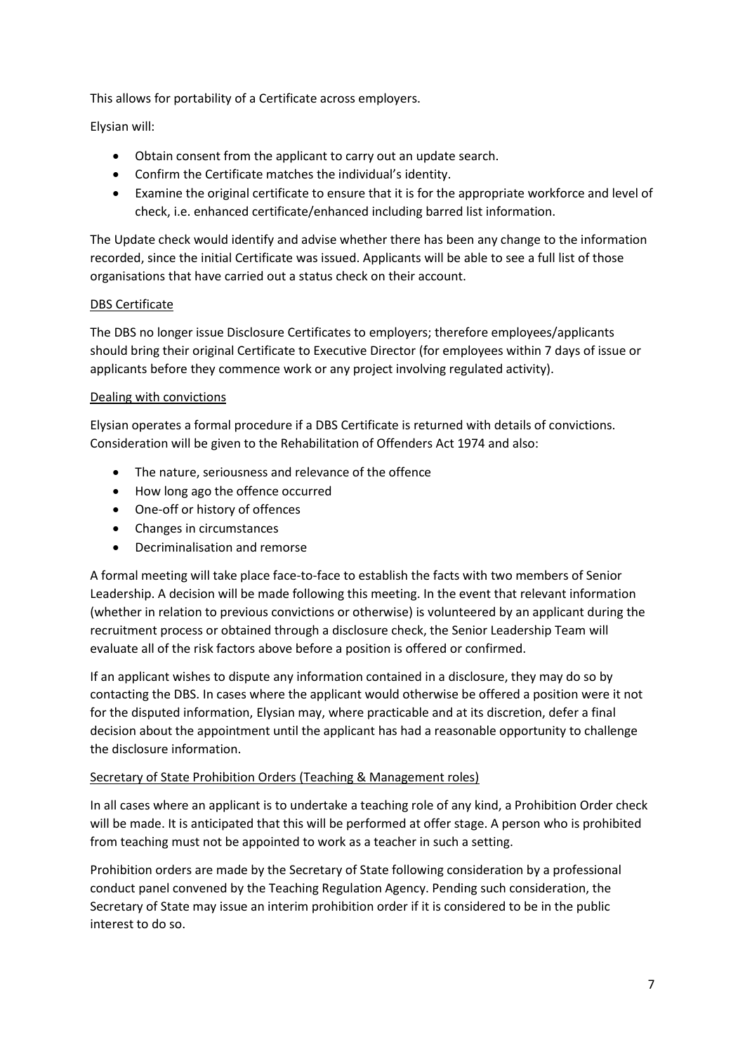This allows for portability of a Certificate across employers.

Elysian will:

- Obtain consent from the applicant to carry out an update search.
- Confirm the Certificate matches the individual's identity.
- Examine the original certificate to ensure that it is for the appropriate workforce and level of check, i.e. enhanced certificate/enhanced including barred list information.

The Update check would identify and advise whether there has been any change to the information recorded, since the initial Certificate was issued. Applicants will be able to see a full list of those organisations that have carried out a status check on their account.

<u>DBS Certificate</u>

The DBS no longer issue Disclosure Certificates to employers; therefore employees/applicants should bring their original Certificate to Executive Director (for employees within 7 days of issue or applicants before they commence work or any project involving regulated activity).

<u>Dealing with convictions</u>

Elysian operates a formal procedure if a DBS Certificate is returned with details of convictions. Consideration will be given to the Rehabilitation of Offenders Act 1974 and also:

- The nature, seriousness and relevance of the offence
- How long ago the offence occurred
- One-off or history of offences
- Changes in circumstances
- Decriminalisation and remorse

A formal meeting will take place face-to-face to establish the facts with two members of Senior Leadership. A decision will be made following this meeting. In the event that relevant information (whether in relation to previous convictions or otherwise) is volunteered by an applicant during the recruitment process or obtained through a disclosure check, the Senior Leadership Team will evaluate all of the risk factors above before a position is offered or confirmed.

If an applicant wishes to dispute any information contained in a disclosure, they may do so by contacting the DBS. In cases where the applicant would otherwise be offered a position were it not for the disputed information, Elysian may, where practicable and at its discretion, defer a final decision about the appointment until the applicant has had a reasonable opportunity to challenge the disclosure information.

<u>Secretary of State Prohibition Orders (Teaching & Management roles)</u>

In all cases where an applicant is to undertake a teaching role of any kind, a Prohibition Order check will be made. It is anticipated that this will be performed at offer stage. A person who is prohibited from teaching must not be appointed to work as a teacher in such a setting.

Prohibition orders are made by the Secretary of State following consideration by a professional conduct panel convened by the Teaching Regulation Agency. Pending such consideration, the Secretary of State may issue an interim prohibition order if it is considered to be in the public interest to do so.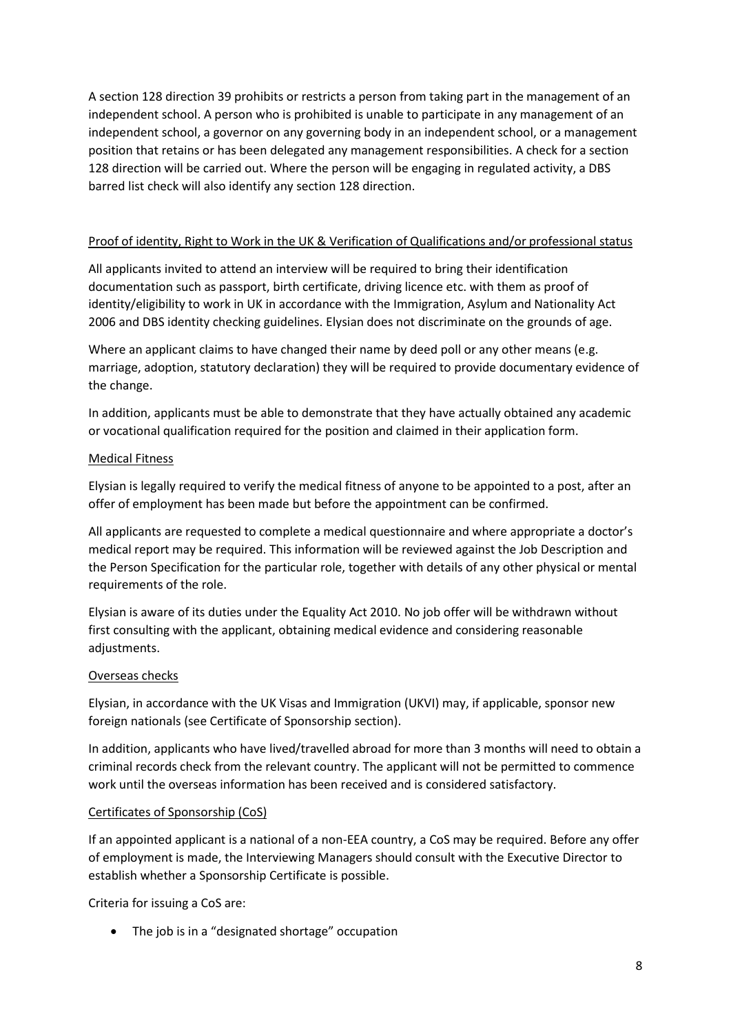A section 128 direction 39 prohibits or restricts a person from taking part in the management of an independent school. A person who is prohibited is unable to participate in any management of an independent school, a governor on any governing body in an independent school, or a management position that retains or has been delegated any management responsibilities. A check for a section 128 direction will be carried out. Where the person will be engaging in regulated activity, a DBS barred list check will also identify any section 128 direction.

### Proof of identity, Right to Work in the UK & Verification of Qualifications and/or professional status

All applicants invited to attend an interview will be required to bring their identification documentation such as passport, birth certificate, driving licence etc. with them as proof of identity/eligibility to work in UK in accordance with the Immigration, Asylum and Nationality Act 2006 and DBS identity checking guidelines. Elysian does not discriminate on the grounds of age.

Where an applicant claims to have changed their name by deed poll or any other means (e.g. marriage, adoption, statutory declaration) they will be required to provide documentary evidence of the change.

In addition, applicants must be able to demonstrate that they have actually obtained any academic or vocational qualification required for the position and claimed in their application form.

### Medical Fitness

Elysian is legally required to verify the medical fitness of anyone to be appointed to a post, after an offer of employment has been made but before the appointment can be confirmed.

All applicants are requested to complete a medical questionnaire and where appropriate a doctor's medical report may be required. This information will be reviewed against the Job Description and the Person Specification for the particular role, together with details of any other physical or mental requirements of the role.

Elysian is aware of its duties under the Equality Act 2010. No job offer will be withdrawn without first consulting with the applicant, obtaining medical evidence and considering reasonable adjustments.

### Overseas checks

Elysian, in accordance with the UK Visas and Immigration (UKVI) may, if applicable, sponsor new foreign nationals (see Certificate of Sponsorship section).

In addition, applicants who have lived/travelled abroad for more than 3 months will need to obtain a criminal records check from the relevant country. The applicant will not be permitted to commence work until the overseas information has been received and is considered satisfactory.

### Certificates of Sponsorship (CoS)

If an appointed applicant is a national of a non-EEA country, a CoS may be required. Before any offer of employment is made, the Interviewing Managers should consult with the Executive Director to establish whether a Sponsorship Certificate is possible.

Criteria for issuing a CoS are:

- The job is in a "designated shortage" occupation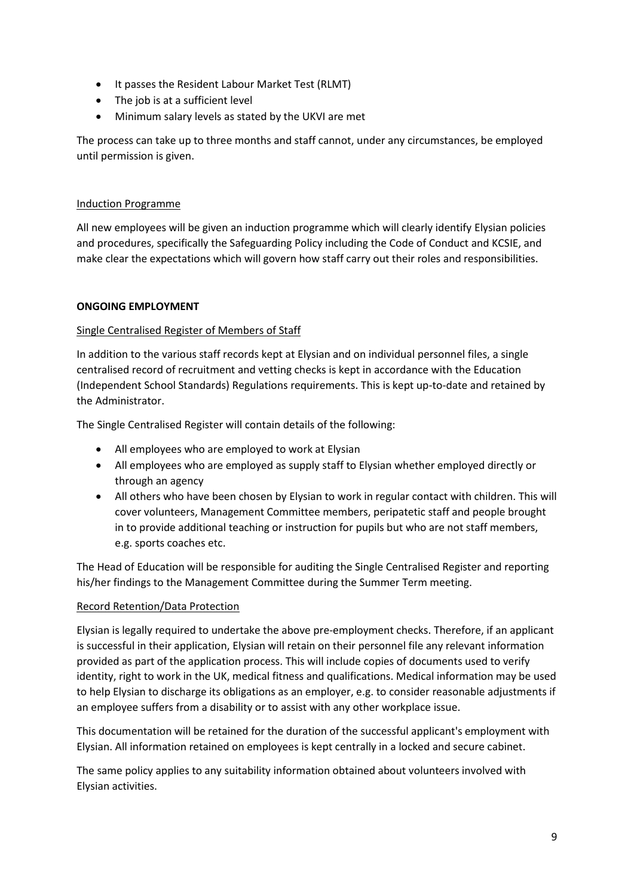- It passes the Resident Labour Market Test (RLMT)
- The job is at a sufficient level
- Minimum salary levels as stated by the UKVI are met

The process can take up to three months and staff cannot, under any circumstances, be employed until permission is given.

<u>Induction Programme</u>

All new employees will be given an induction programme which will clearly identify Elysian policies and procedures, specifically the Safeguarding Policy including the Code of Conduct and KCSIE, and make clear the expectations which will govern how staff carry out their roles and responsibilities.

**ONGOING EMPLOYMENT**

<u>Single Centralised Register of Members of Staff</u>

In addition to the various staff records kept at Elysian and on individual personnel files, a single centralised record of recruitment and vetting checks is kept in accordance with the Education (Independent School Standards) Regulations requirements. This is kept up-to-date and retained by the Administrator.

The Single Centralised Register will contain details of the following:

- All employees who are employed to work at Elysian
- All employees who are employed as supply staff to Elysian whether employed directly or through an agency
- All others who have been chosen by Elysian to work in regular contact with children. This will cover volunteers, Management Committee members, peripatetic staff and people brought in to provide additional teaching or instruction for pupils but who are not staff members, e.g. sports coaches etc.

The Head of Education will be responsible for auditing the Single Centralised Register and reporting his/her findings to the Management Committee during the Summer Term meeting.

<u>Record Retention/Data Protection</u>

Elysian is legally required to undertake the above pre-employment checks. Therefore, if an applicant is successful in their application, Elysian will retain on their personnel file any relevant information provided as part of the application process. This will include copies of documents used to verify identity, right to work in the UK, medical fitness and qualifications. Medical information may be used to help Elysian to discharge its obligations as an employer, e.g. to consider reasonable adjustments if an employee suffers from a disability or to assist with any other workplace issue.

This documentation will be retained for the duration of the successful applicant's employment with Elysian. All information retained on employees is kept centrally in a locked and secure cabinet.

The same policy applies to any suitability information obtained about volunteers involved with Elysian activities.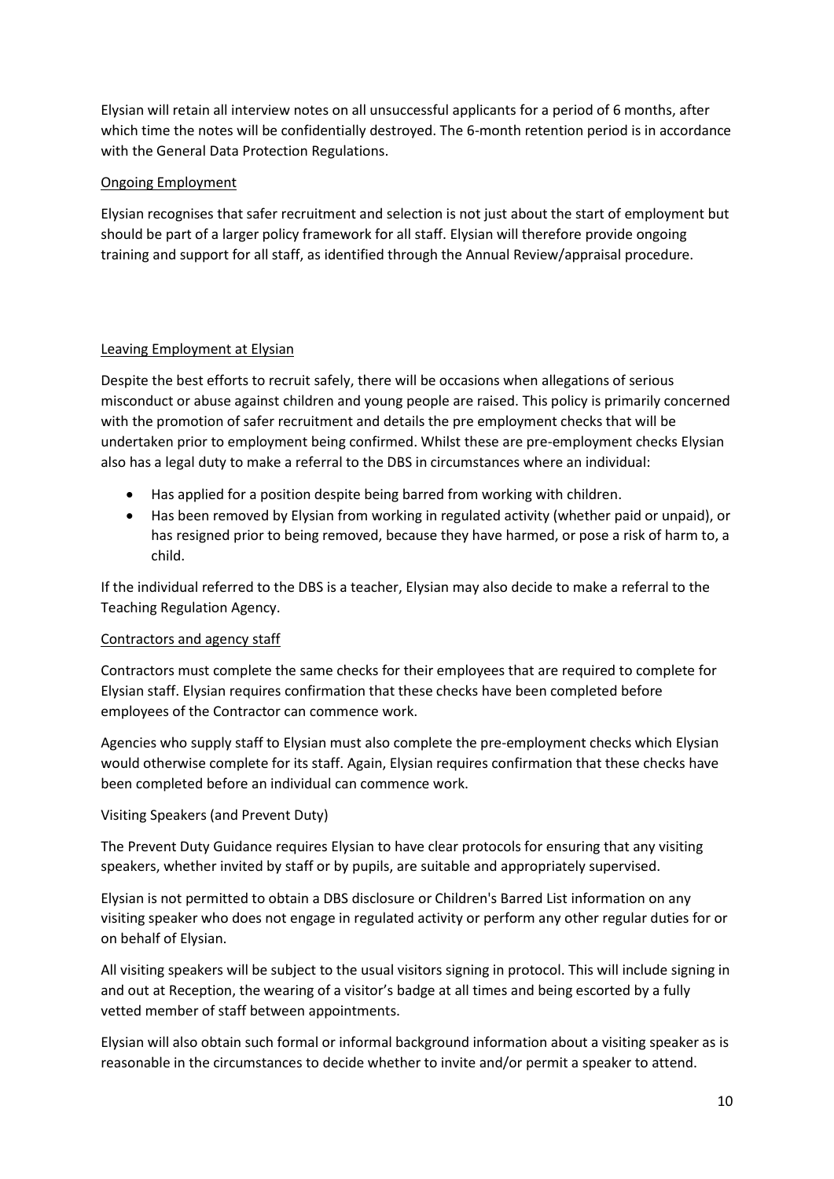Elysian will retain all interview notes on all unsuccessful applicants for a period of 6 months, after which time the notes will be confidentially destroyed. The 6-month retention period is in accordance with the General Data Protection Regulations.

### Ongoing Employment

Elysian recognises that safer recruitment and selection is not just about the start of employment but should be part of a larger policy framework for all staff. Elysian will therefore provide ongoing training and support for all staff, as identified through the Annual Review/appraisal procedure.

### Leaving Employment at Elysian

Despite the best efforts to recruit safely, there will be occasions when allegations of serious misconduct or abuse against children and young people are raised. This policy is primarily concerned with the promotion of safer recruitment and details the pre employment checks that will be undertaken prior to employment being confirmed. Whilst these are pre-employment checks Elysian also has a legal duty to make a referral to the DBS in circumstances where an individual:

- Has applied for a position despite being barred from working with children.
- Has been removed by Elysian from working in regulated activity (whether paid or unpaid), or has resigned prior to being removed, because they have harmed, or pose a risk of harm to, a child.

If the individual referred to the DBS is a teacher, Elysian may also decide to make a referral to the Teaching Regulation Agency.

### Contractors and agency staff

Contractors must complete the same checks for their employees that are required to complete for Elysian staff. Elysian requires confirmation that these checks have been completed before employees of the Contractor can commence work.

Agencies who supply staff to Elysian must also complete the pre-employment checks which Elysian would otherwise complete for its staff. Again, Elysian requires confirmation that these checks have been completed before an individual can commence work.

### Visiting Speakers (and Prevent Duty)

The Prevent Duty Guidance requires Elysian to have clear protocols for ensuring that any visiting speakers, whether invited by staff or by pupils, are suitable and appropriately supervised.

Elysian is not permitted to obtain a DBS disclosure or Children's Barred List information on any visiting speaker who does not engage in regulated activity or perform any other regular duties for or on behalf of Elysian.

All visiting speakers will be subject to the usual visitors signing in protocol. This will include signing in and out at Reception, the wearing of a visitor's badge at all times and being escorted by a fully vetted member of staff between appointments.

Elysian will also obtain such formal or informal background information about a visiting speaker as is reasonable in the circumstances to decide whether to invite and/or permit a speaker to attend.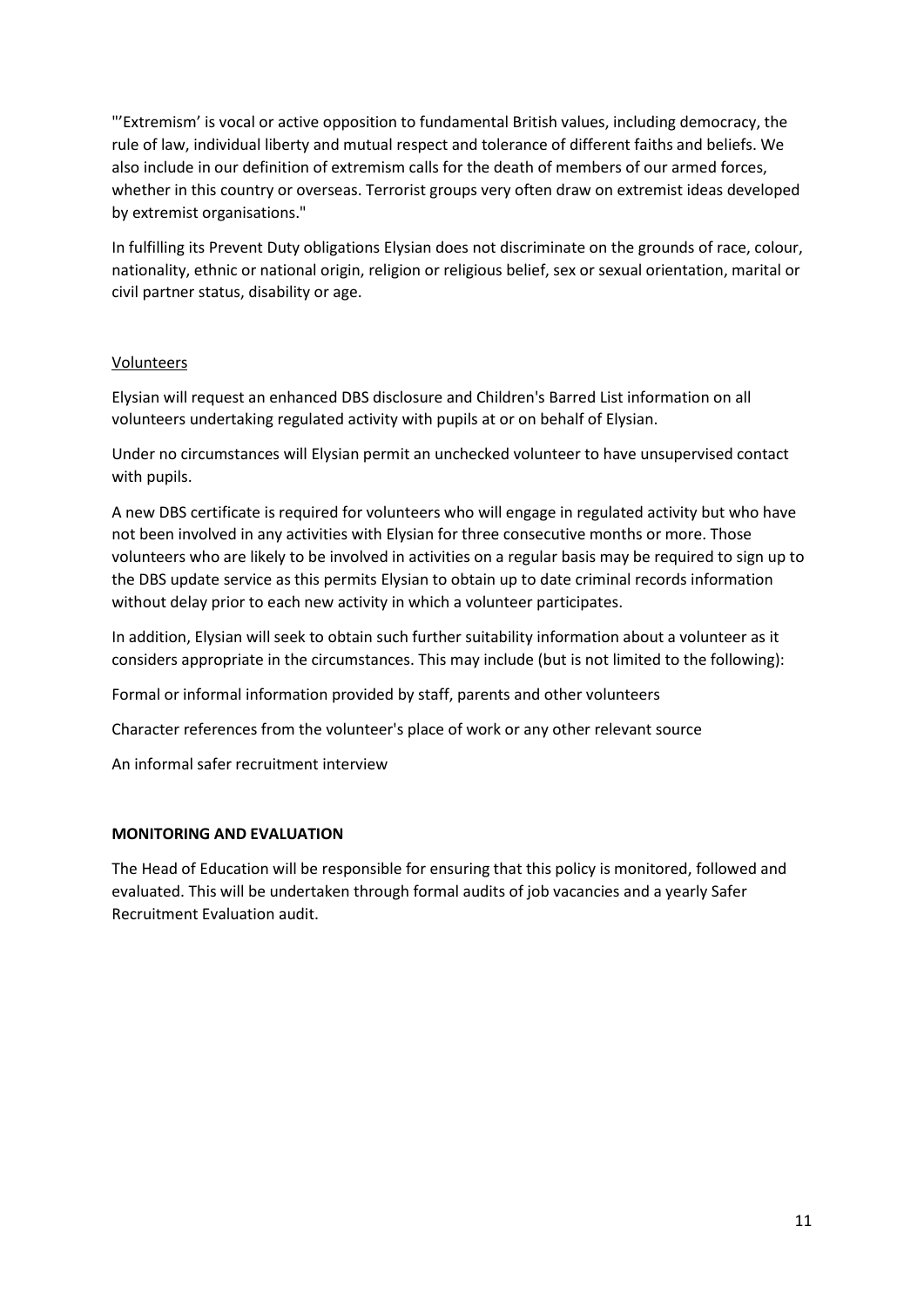"'Extremism' is vocal or active opposition to fundamental British values, including democracy, the rule of law, individual liberty and mutual respect and tolerance of different faiths and beliefs. We also include in our definition of extremism calls for the death of members of our armed forces, whether in this country or overseas. Terrorist groups very often draw on extremist ideas developed by extremist organisations."

In fulfilling its Prevent Duty obligations Elysian does not discriminate on the grounds of race, colour, nationality, ethnic or national origin, religion or religious belief, sex or sexual orientation, marital or civil partner status, disability or age.

<u>Volunteers</u>

Elysian will request an enhanced DBS disclosure and Children's Barred List information on all volunteers undertaking regulated activity with pupils at or on behalf of Elysian.

Under no circumstances will Elysian permit an unchecked volunteer to have unsupervised contact with pupils.

A new DBS certificate is required for volunteers who will engage in regulated activity but who have not been involved in any activities with Elysian for three consecutive months or more. Those volunteers who are likely to be involved in activities on a regular basis may be required to sign up to the DBS update service as this permits Elysian to obtain up to date criminal records information without delay prior to each new activity in which a volunteer participates.

In addition, Elysian will seek to obtain such further suitability information about a volunteer as it considers appropriate in the circumstances. This may include (but is not limited to the following):

Formal or informal information provided by staff, parents and other volunteers

Character references from the volunteer's place of work or any other relevant source

An informal safer recruitment interview

**MONITORING AND EVALUATION**

The Head of Education will be responsible for ensuring that this policy is monitored, followed and evaluated. This will be undertaken through formal audits of job vacancies and a yearly Safer Recruitment Evaluation audit.